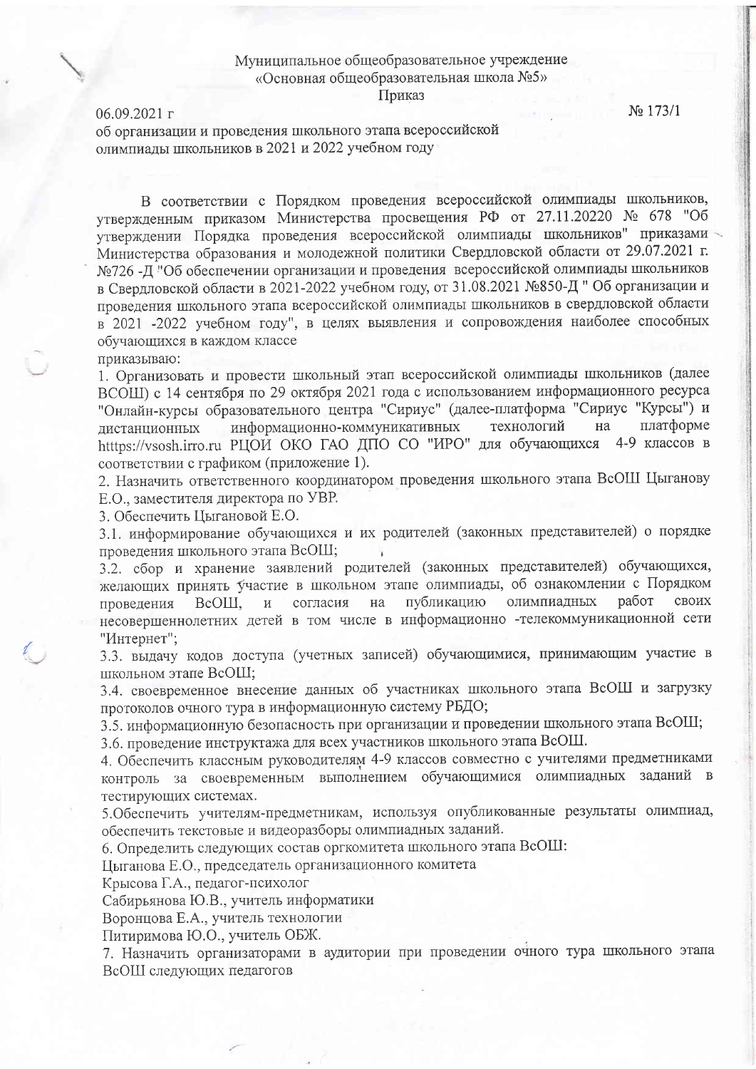Муниципальное общеобразовательное учреждение
«Основная общеобразовательная школа №5»
Приказ

06.09.2021 г № 173/1

об организации и проведения школьного этапа всероссийской олимпиады школьников в 2021 и 2022 учебном году

В соответствии с Порядком проведения всероссийской олимпиады школьников, утвержденным приказом Министерства просвещения РФ от 27.11.20220 № 678 "Об утверждении Порядка проведения всероссийской олимпиады школьников" приказами Министерства образования и молодежной политики Свердловской области от 29.07.2021 г. №726 -Д "Об обеспечении организации и проведения всероссийской олимпиады школьников в Свердловской области в 2021-2022 учебном году, от 31.08.2021 №850-Д " Об организации и проведения школьного этапа всероссийской олимпиады школьников в свердловской области в 2021 -2022 учебном году", в целях выявления и сопровождения наиболее способных обучающихся в каждом классе

приказываю:

1. Организовать и провести школьный этап всероссийской олимпиады школьников (далее ВСОШ) с 14 сентября по 29 октября 2021 года с использованием информационного ресурса "Онлайн-курсы образовательного центра "Сириус" (далее-платформа "Сириус "Курсы") и дистанционных информационно-коммуникативных технологий на платформе htttps://vsosh.irro.ru РЦОИ ОКО ГАО ДПО СО "ИРО" для обучающихся 4-9 классов в соответствии с графиком (приложение 1).
2. Назначить ответственного координатором проведения школьного этапа ВсОШ Цыганову Е.О., заместителя директора по УВР.
3. Обеспечить Цыгановой Е.О.

3.1. информирование обучающихся и их родителей (законных представителей) о порядке проведения школьного этапа ВсОШ;

3.2. сбор и хранение заявлений родителей (законных представителей) обучающихся, желающих принять участие в школьном этапе олимпиады, об ознакомлении с Порядком проведения ВсОШ, и согласия на публикацию олимпиадных работ своих несовершеннолетних детей в том числе в информационно -телекоммуникационной сети "Интернет";

3.3. выдачу кодов доступа (учетных записей) обучающимися, принимающим участие в школьном этапе ВсОШ;

3.4. своевременное внесение данных об участниках школьного этапа ВсОШ и загрузку протоколов очного тура в информационную систему РБДО;

3.5. информационную безопасность при организации и проведении школьного этапа ВсОШ;

3.6. проведение инструктажа для всех участников школьного этапа ВсОШ.

4. Обеспечить классным руководителям 4-9 классов совместно с учителями предметниками контроль за своевременным выполнением обучающимися олимпиадных заданий в тестирующих системах.
5. Обеспечить учителям-предметникам, используя опубликованные результаты олимпиад, обеспечить текстовые и видеоразборы олимпиадных заданий.
6. Определить следующих состав оргкомитета школьного этапа ВсОШ:

Цыганова Е.О., председатель организационного комитета
Крысова Г.А., педагог-психолог
Сабирьянова Ю.В., учитель информатики
Воронцова Е.А., учитель технологии
Питиримова Ю.О., учитель ОБЖ.

7. Назначить организаторами в аудитории при проведении очного тура школьного этапа ВсОШ следующих педагогов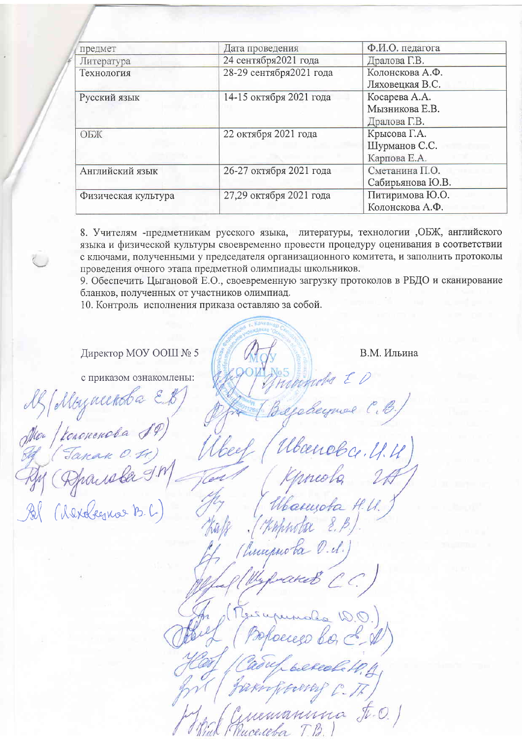| предмет | Дата проведения | Ф.И.О. педагога |
| --- | --- | --- |
| Литература | 24 сентября2021 года | Дралова Г.В. |
| Технология | 28-29 сентября2021 года | Колонскова А.Ф.<br>Ляховецкая В.С. |
| Русский язык | 14-15 октября 2021 года | Косарева А.А.<br>Мызникова Е.В.<br>Дралова Г.В. |
| ОБЖ | 22 октября 2021 года | Крысова Г.А.<br>Шурманов С.С.<br>Карпова Е.А. |
| Английский язык | 26-27 октября 2021 года | Сметанина П.О.<br>Сабирьянова Ю.В. |
| Физическая культура | 27,29 октября 2021 года | Питиримова Ю.О.<br>Колонскова А.Ф. |

8. Учителям -предметникам русского языка, литературы, технологии ,ОБЖ, английского языка и физической культуры своевременно провести процедуру оценивания в соответствии с ключами, полученными у председателя организационного комитета, и заполнить протоколы проведения очного этапа предметной олимпиады школьников.

9. Обеспечить Цыгановой Е.О., своевременную загрузку протоколов в РБДО и сканирование бланков, полученных от участников олимпиад.

10. Контроль исполнения приказа оставляю за собой.

Директор МОУ ООШ № 5 В.М. Ильина

с приказом ознакомлены:

(Мызникова Е.В.)
(Колонскова А.Ф.)
(Такак О.Н.)
(Дралова Г.В.)
(Ляховецкая В.С.)
(Цыганова Е.О.)
(Ляховецкая С.В.)
(Иванова И.И.)
(Крысова Г.А.)
(Иванцова Н.И.)
(Карпова Е.В.)
(Смирнова О.А.)
(Шурманов С.С.)
(Питиримова Ю.О.)
(Воронцова Е.А.)
(Сабирьянова Ю.В.)
(Закирьянова С.П.)
(Сметанина П.О.)
(Киселева Т.В.)